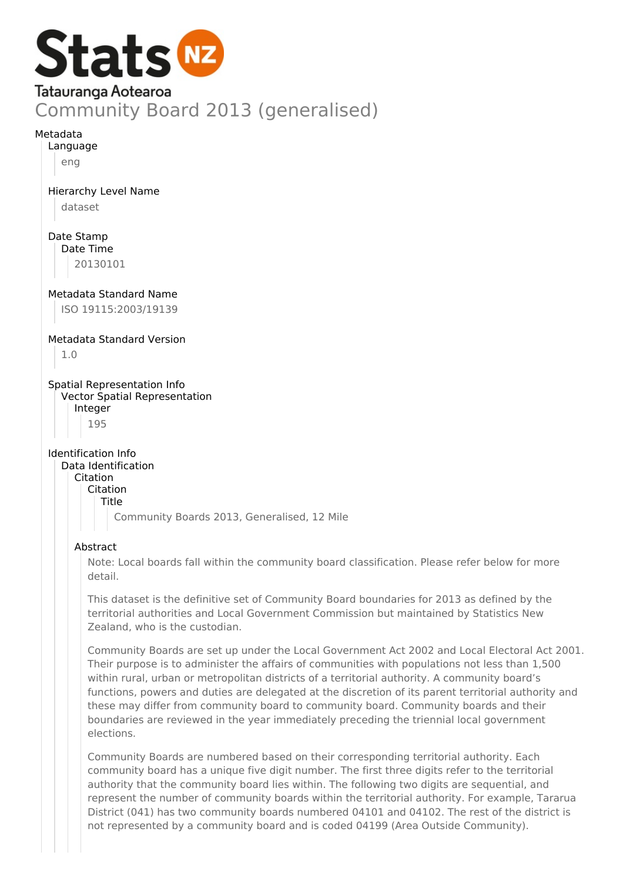Stats NZ

Tatauranga Aotearoa

# Community Board 2013 (generalised)

## Metadata

### Language

eng

### Hierarchy Level Name

dataset

### Date Stamp

#### Date Time

20130101

### Metadata Standard Name

ISO 19115:2003/19139

### Metadata Standard Version

1.0

### Spatial Representation Info

#### Vector Spatial Representation

##### Integer

195

### Identification Info

#### Data Identification

##### Citation

###### Citation

Title

Community Boards 2013, Generalised, 12 Mile

##### Abstract

Note: Local boards fall within the community board classification. Please refer below for more detail.

This dataset is the definitive set of Community Board boundaries for 2013 as defined by the territorial authorities and Local Government Commission but maintained by Statistics New Zealand, who is the custodian.

Community Boards are set up under the Local Government Act 2002 and Local Electoral Act 2001. Their purpose is to administer the affairs of communities with populations not less than 1,500 within rural, urban or metropolitan districts of a territorial authority. A community board's functions, powers and duties are delegated at the discretion of its parent territorial authority and these may differ from community board to community board. Community boards and their boundaries are reviewed in the year immediately preceding the triennial local government elections.

Community Boards are numbered based on their corresponding territorial authority. Each community board has a unique five digit number. The first three digits refer to the territorial authority that the community board lies within. The following two digits are sequential, and represent the number of community boards within the territorial authority. For example, Tararua District (041) has two community boards numbered 04101 and 04102. The rest of the district is not represented by a community board and is coded 04199 (Area Outside Community).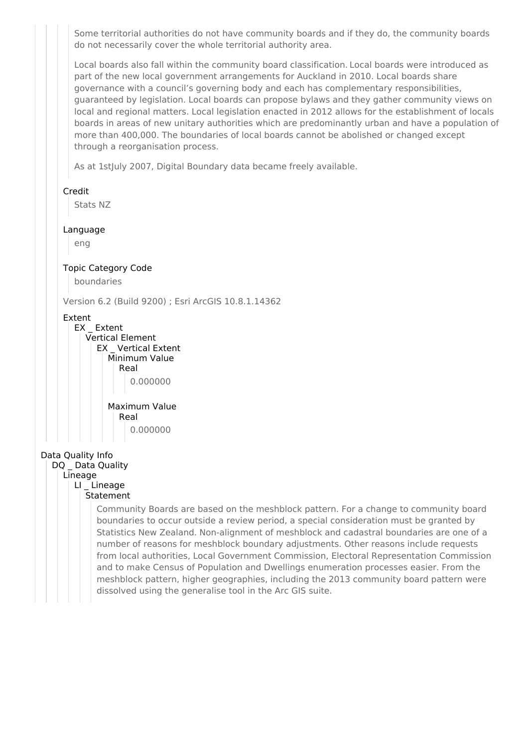Some territorial authorities do not have community boards and if they do, the community boards do not necessarily cover the whole territorial authority area.

Local boards also fall within the community board classification. Local boards were introduced as part of the new local government arrangements for Auckland in 2010. Local boards share governance with a council's governing body and each has complementary responsibilities, guaranteed by legislation. Local boards can propose bylaws and they gather community views on local and regional matters. Local legislation enacted in 2012 allows for the establishment of locals boards in areas of new unitary authorities which are predominantly urban and have a population of more than 400,000. The boundaries of local boards cannot be abolished or changed except through a reorganisation process.

As at 1stJuly 2007, Digital Boundary data became freely available.

Credit

Stats NZ

Language

eng

Topic Category Code

boundaries

Version 6.2 (Build 9200) ; Esri ArcGIS 10.8.1.14362

Extent
EX _ Extent
Vertical Element
EX _ Vertical Extent
Minimum Value
Real

0.000000

Maximum Value
Real

0.000000

Data Quality Info
DQ _ Data Quality
Lineage
LI _ Lineage
Statement

Community Boards are based on the meshblock pattern. For a change to community board boundaries to occur outside a review period, a special consideration must be granted by Statistics New Zealand. Non-alignment of meshblock and cadastral boundaries are one of a number of reasons for meshblock boundary adjustments. Other reasons include requests from local authorities, Local Government Commission, Electoral Representation Commission and to make Census of Population and Dwellings enumeration processes easier. From the meshblock pattern, higher geographies, including the 2013 community board pattern were dissolved using the generalise tool in the Arc GIS suite.